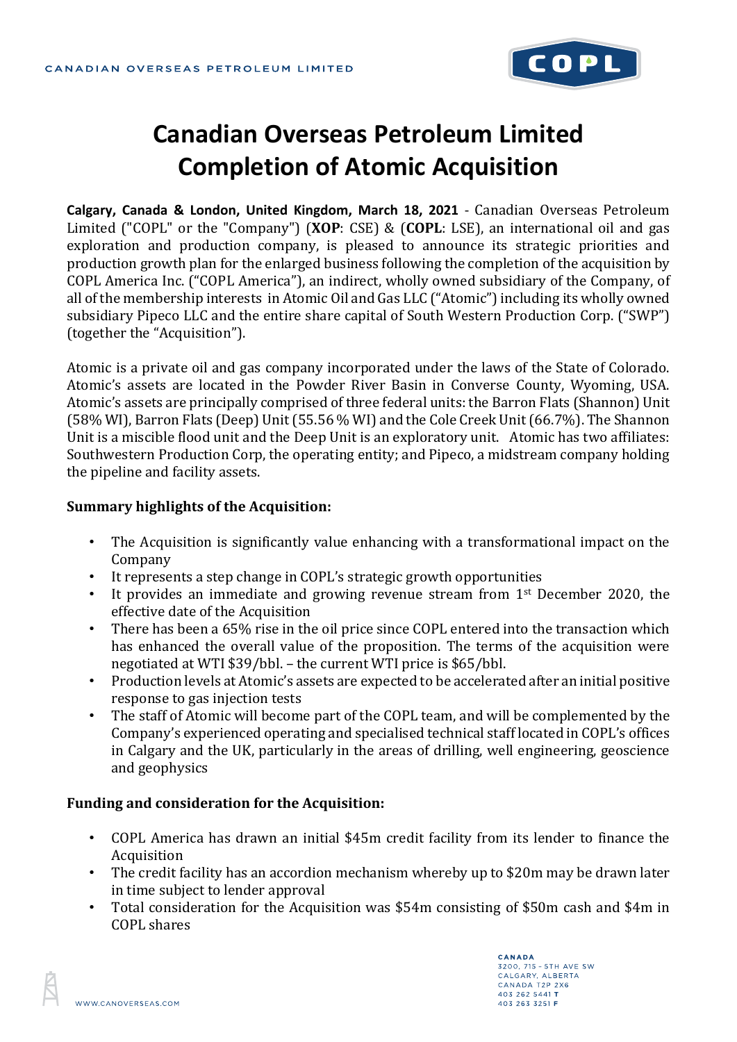# Canadian Overseas Petroleum Limited Completion of Atomic Acquisition

**Calgary, Canada & London, United Kingdom, March 18, 2021** - Canadian Overseas Petroleum Limited ("COPL" or the "Company") (**XOP**: CSE) & (**COPL**: LSE), an international oil and gas exploration and production company, is pleased to announce its strategic priorities and production growth plan for the enlarged business following the completion of the acquisition by COPL America Inc. ("COPL America"), an indirect, wholly owned subsidiary of the Company, of all of the membership interests in Atomic Oil and Gas LLC ("Atomic") including its wholly owned subsidiary Pipeco LLC and the entire share capital of South Western Production Corp. ("SWP") (together the "Acquisition").

Atomic is a private oil and gas company incorporated under the laws of the State of Colorado. Atomic's assets are located in the Powder River Basin in Converse County, Wyoming, USA. Atomic's assets are principally comprised of three federal units: the Barron Flats (Shannon) Unit (58% WI), Barron Flats (Deep) Unit (55.56 % WI) and the Cole Creek Unit (66.7%). The Shannon Unit is a miscible flood unit and the Deep Unit is an exploratory unit. Atomic has two affiliates: Southwestern Production Corp, the operating entity; and Pipeco, a midstream company holding the pipeline and facility assets.

**Summary highlights of the Acquisition:**

- The Acquisition is significantly value enhancing with a transformational impact on the Company
- It represents a step change in COPL's strategic growth opportunities
- It provides an immediate and growing revenue stream from 1st December 2020, the effective date of the Acquisition
- There has been a 65% rise in the oil price since COPL entered into the transaction which has enhanced the overall value of the proposition. The terms of the acquisition were negotiated at WTI $39/bbl. – the current WTI price is $65/bbl.
- Production levels at Atomic's assets are expected to be accelerated after an initial positive response to gas injection tests
- The staff of Atomic will become part of the COPL team, and will be complemented by the Company's experienced operating and specialised technical staff located in COPL's offices in Calgary and the UK, particularly in the areas of drilling, well engineering, geoscience and geophysics

**Funding and consideration for the Acquisition:**

- COPL America has drawn an initial $45m credit facility from its lender to finance the Acquisition
- The credit facility has an accordion mechanism whereby up to $20m may be drawn later in time subject to lender approval
- Total consideration for the Acquisition was $54m consisting of $50m cash and $4m in COPL shares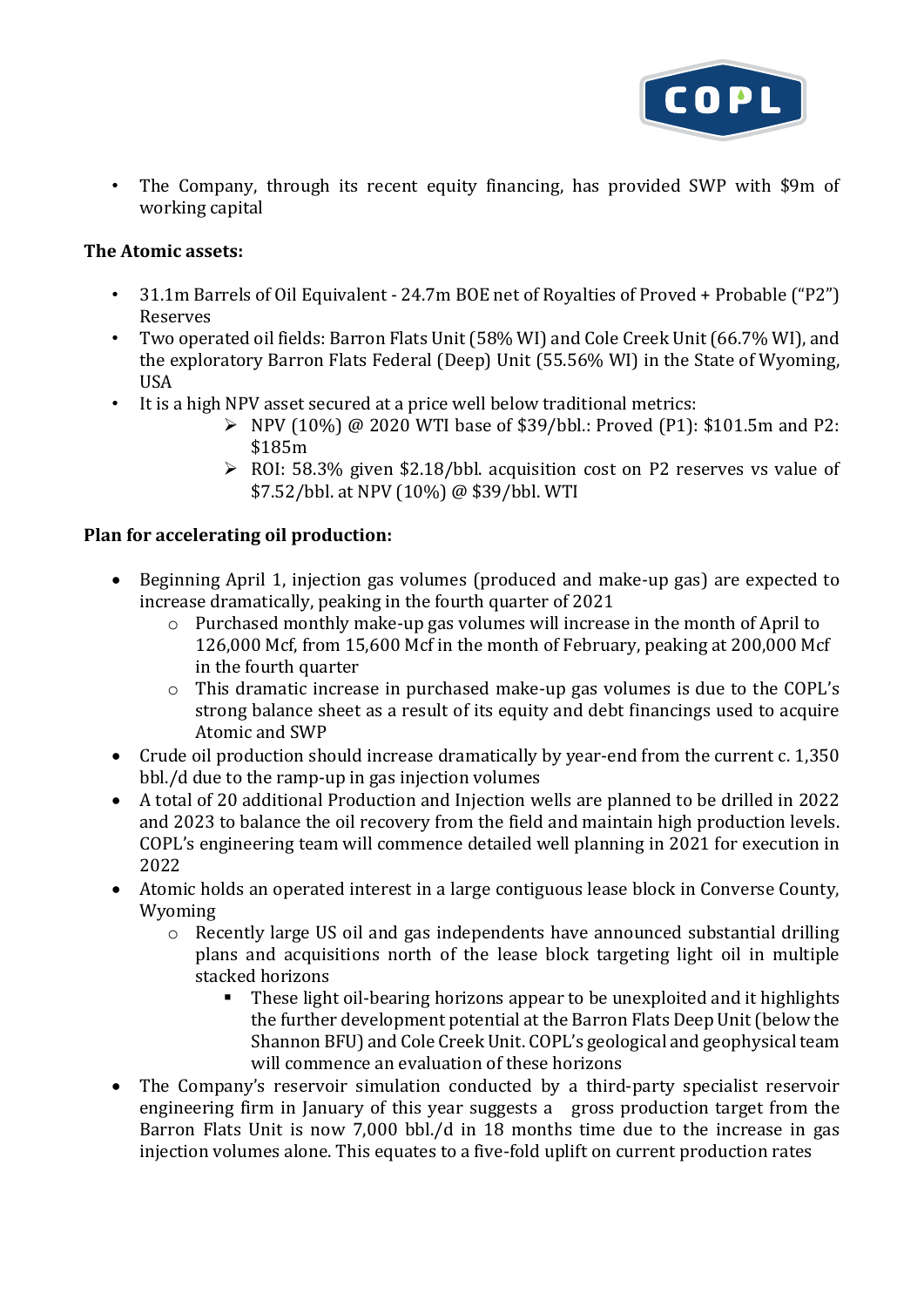- The Company, through its recent equity financing, has provided SWP with $9m of working capital

**The Atomic assets:**

- 31.1m Barrels of Oil Equivalent - 24.7m BOE net of Royalties of Proved + Probable ("P2") Reserves
- Two operated oil fields: Barron Flats Unit (58% WI) and Cole Creek Unit (66.7% WI), and the exploratory Barron Flats Federal (Deep) Unit (55.56% WI) in the State of Wyoming, USA
- It is a high NPV asset secured at a price well below traditional metrics:
  - NPV (10%) @ 2020 WTI base of $39/bbl.: Proved (P1): $101.5m and P2: $185m
  - ROI: 58.3% given $2.18/bbl. acquisition cost on P2 reserves vs value of $7.52/bbl. at NPV (10%) @ $39/bbl. WTI

**Plan for accelerating oil production:**

- Beginning April 1, injection gas volumes (produced and make-up gas) are expected to increase dramatically, peaking in the fourth quarter of 2021
  - Purchased monthly make-up gas volumes will increase in the month of April to 126,000 Mcf, from 15,600 Mcf in the month of February, peaking at 200,000 Mcf in the fourth quarter
  - This dramatic increase in purchased make-up gas volumes is due to the COPL's strong balance sheet as a result of its equity and debt financings used to acquire Atomic and SWP
- Crude oil production should increase dramatically by year-end from the current c. 1,350 bbl./d due to the ramp-up in gas injection volumes
- A total of 20 additional Production and Injection wells are planned to be drilled in 2022 and 2023 to balance the oil recovery from the field and maintain high production levels. COPL's engineering team will commence detailed well planning in 2021 for execution in 2022
- Atomic holds an operated interest in a large contiguous lease block in Converse County, Wyoming
  - Recently large US oil and gas independents have announced substantial drilling plans and acquisitions north of the lease block targeting light oil in multiple stacked horizons
    - These light oil-bearing horizons appear to be unexploited and it highlights the further development potential at the Barron Flats Deep Unit (below the Shannon BFU) and Cole Creek Unit. COPL's geological and geophysical team will commence an evaluation of these horizons
- The Company's reservoir simulation conducted by a third-party specialist reservoir engineering firm in January of this year suggests a gross production target from the Barron Flats Unit is now 7,000 bbl./d in 18 months time due to the increase in gas injection volumes alone. This equates to a five-fold uplift on current production rates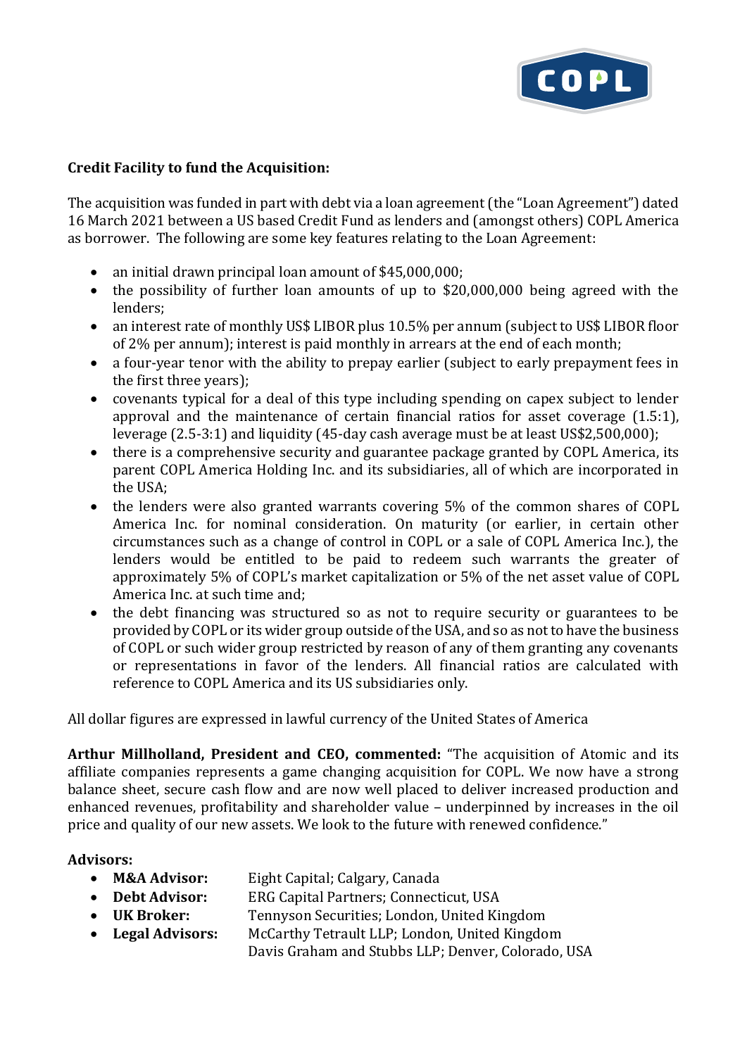**Credit Facility to fund the Acquisition:**

The acquisition was funded in part with debt via a loan agreement (the "Loan Agreement") dated 16 March 2021 between a US based Credit Fund as lenders and (amongst others) COPL America as borrower. The following are some key features relating to the Loan Agreement:

- an initial drawn principal loan amount of $45,000,000;
- the possibility of further loan amounts of up to $20,000,000 being agreed with the lenders;
- an interest rate of monthly US$ LIBOR plus 10.5% per annum (subject to US$ LIBOR floor of 2% per annum); interest is paid monthly in arrears at the end of each month;
- a four-year tenor with the ability to prepay earlier (subject to early prepayment fees in the first three years);
- covenants typical for a deal of this type including spending on capex subject to lender approval and the maintenance of certain financial ratios for asset coverage (1.5:1), leverage (2.5-3:1) and liquidity (45-day cash average must be at least US$2,500,000);
- there is a comprehensive security and guarantee package granted by COPL America, its parent COPL America Holding Inc. and its subsidiaries, all of which are incorporated in the USA;
- the lenders were also granted warrants covering 5% of the common shares of COPL America Inc. for nominal consideration. On maturity (or earlier, in certain other circumstances such as a change of control in COPL or a sale of COPL America Inc.), the lenders would be entitled to be paid to redeem such warrants the greater of approximately 5% of COPL's market capitalization or 5% of the net asset value of COPL America Inc. at such time and;
- the debt financing was structured so as not to require security or guarantees to be provided by COPL or its wider group outside of the USA, and so as not to have the business of COPL or such wider group restricted by reason of any of them granting any covenants or representations in favor of the lenders. All financial ratios are calculated with reference to COPL America and its US subsidiaries only.

All dollar figures are expressed in lawful currency of the United States of America

**Arthur Millholland, President and CEO, commented:** "The acquisition of Atomic and its affiliate companies represents a game changing acquisition for COPL. We now have a strong balance sheet, secure cash flow and are now well placed to deliver increased production and enhanced revenues, profitability and shareholder value – underpinned by increases in the oil price and quality of our new assets. We look to the future with renewed confidence."

**Advisors:**

- **M&A Advisor:** Eight Capital; Calgary, Canada
- **Debt Advisor:** ERG Capital Partners; Connecticut, USA
- **UK Broker:** Tennyson Securities; London, United Kingdom
- **Legal Advisors:** McCarthy Tetrault LLP; London, United Kingdom
  Davis Graham and Stubbs LLP; Denver, Colorado, USA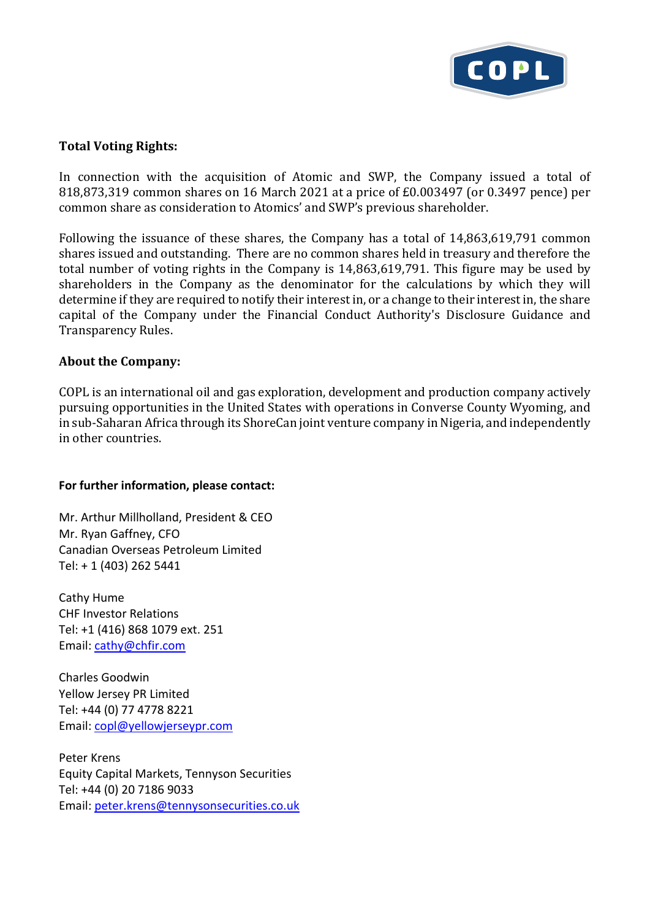**Total Voting Rights:**

In connection with the acquisition of Atomic and SWP, the Company issued a total of 818,873,319 common shares on 16 March 2021 at a price of £0.003497 (or 0.3497 pence) per common share as consideration to Atomics' and SWP's previous shareholder.

Following the issuance of these shares, the Company has a total of 14,863,619,791 common shares issued and outstanding. There are no common shares held in treasury and therefore the total number of voting rights in the Company is 14,863,619,791. This figure may be used by shareholders in the Company as the denominator for the calculations by which they will determine if they are required to notify their interest in, or a change to their interest in, the share capital of the Company under the Financial Conduct Authority's Disclosure Guidance and Transparency Rules.

**About the Company:**

COPL is an international oil and gas exploration, development and production company actively pursuing opportunities in the United States with operations in Converse County Wyoming, and in sub-Saharan Africa through its ShoreCan joint venture company in Nigeria, and independently in other countries.

**For further information, please contact:**

Mr. Arthur Millholland, President & CEO
Mr. Ryan Gaffney, CFO
Canadian Overseas Petroleum Limited
Tel: + 1 (403) 262 5441

Cathy Hume
CHF Investor Relations
Tel: +1 (416) 868 1079 ext. 251
Email: cathy@chfir.com

Charles Goodwin
Yellow Jersey PR Limited
Tel: +44 (0) 77 4778 8221
Email: copl@yellowjerseypr.com

Peter Krens
Equity Capital Markets, Tennyson Securities
Tel: +44 (0) 20 7186 9033
Email: peter.krens@tennysonsecurities.co.uk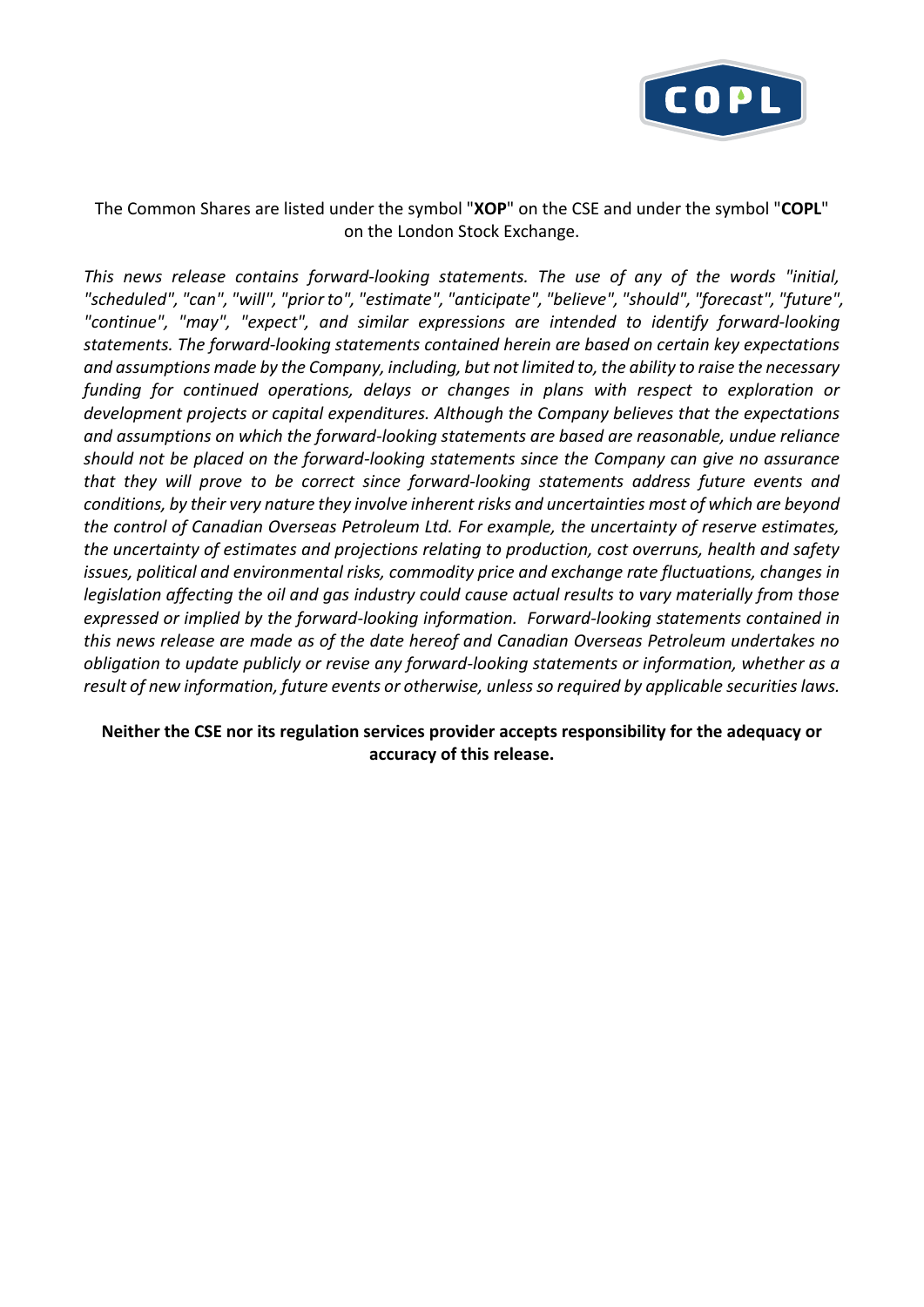The Common Shares are listed under the symbol "**XOP**" on the CSE and under the symbol "**COPL**" on the London Stock Exchange.

*This news release contains forward-looking statements. The use of any of the words "initial, "scheduled", "can", "will", "prior to", "estimate", "anticipate", "believe", "should", "forecast", "future", "continue", "may", "expect", and similar expressions are intended to identify forward-looking statements. The forward-looking statements contained herein are based on certain key expectations and assumptions made by the Company, including, but not limited to, the ability to raise the necessary funding for continued operations, delays or changes in plans with respect to exploration or development projects or capital expenditures. Although the Company believes that the expectations and assumptions on which the forward-looking statements are based are reasonable, undue reliance should not be placed on the forward-looking statements since the Company can give no assurance that they will prove to be correct since forward-looking statements address future events and conditions, by their very nature they involve inherent risks and uncertainties most of which are beyond the control of Canadian Overseas Petroleum Ltd. For example, the uncertainty of reserve estimates, the uncertainty of estimates and projections relating to production, cost overruns, health and safety issues, political and environmental risks, commodity price and exchange rate fluctuations, changes in legislation affecting the oil and gas industry could cause actual results to vary materially from those expressed or implied by the forward-looking information. Forward-looking statements contained in this news release are made as of the date hereof and Canadian Overseas Petroleum undertakes no obligation to update publicly or revise any forward-looking statements or information, whether as a result of new information, future events or otherwise, unless so required by applicable securities laws.*

**Neither the CSE nor its regulation services provider accepts responsibility for the adequacy or accuracy of this release.**